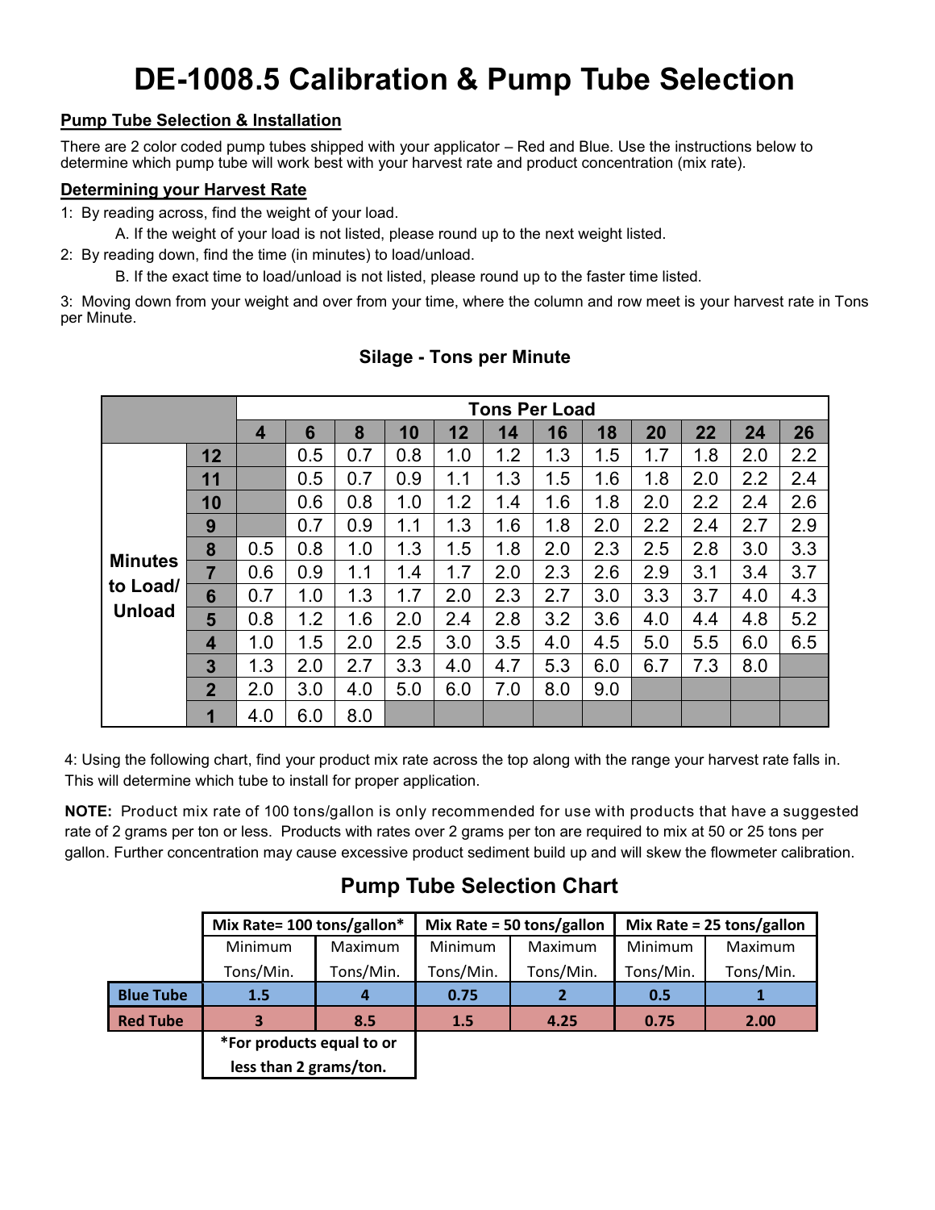# DE-1008.5 Calibration & Pump Tube Selection

## Pump Tube Selection & Installation

There are 2 color coded pump tubes shipped with your applicator – Red and Blue. Use the instructions below to determine which pump tube will work best with your harvest rate and product concentration (mix rate).

## Determining your Harvest Rate

1: By reading across, find the weight of your load.

A. If the weight of your load is not listed, please round up to the next weight listed.

2: By reading down, find the time (in minutes) to load/unload.

B. If the exact time to load/unload is not listed, please round up to the faster time listed.

3: Moving down from your weight and over from your time, where the column and row meet is your harvest rate in Tons per Minute.

### Silage - Tons per Minute

| | | Tons Per Load | | | | | | | | | | | |
|---|---|---|---|---|---|---|---|---|---|---|---|---|---|
| | | 4 | 6 | 8 | 10 | 12 | 14 | 16 | 18 | 20 | 22 | 24 | 26 |
| Minutes to Load/ Unload | 12 | | 0.5 | 0.7 | 0.8 | 1.0 | 1.2 | 1.3 | 1.5 | 1.7 | 1.8 | 2.0 | 2.2 |
| | 11 | | 0.5 | 0.7 | 0.9 | 1.1 | 1.3 | 1.5 | 1.6 | 1.8 | 2.0 | 2.2 | 2.4 |
| | 10 | | 0.6 | 0.8 | 1.0 | 1.2 | 1.4 | 1.6 | 1.8 | 2.0 | 2.2 | 2.4 | 2.6 |
| | 9 | | 0.7 | 0.9 | 1.1 | 1.3 | 1.6 | 1.8 | 2.0 | 2.2 | 2.4 | 2.7 | 2.9 |
| | 8 | 0.5 | 0.8 | 1.0 | 1.3 | 1.5 | 1.8 | 2.0 | 2.3 | 2.5 | 2.8 | 3.0 | 3.3 |
| | 7 | 0.6 | 0.9 | 1.1 | 1.4 | 1.7 | 2.0 | 2.3 | 2.6 | 2.9 | 3.1 | 3.4 | 3.7 |
| | 6 | 0.7 | 1.0 | 1.3 | 1.7 | 2.0 | 2.3 | 2.7 | 3.0 | 3.3 | 3.7 | 4.0 | 4.3 |
| | 5 | 0.8 | 1.2 | 1.6 | 2.0 | 2.4 | 2.8 | 3.2 | 3.6 | 4.0 | 4.4 | 4.8 | 5.2 |
| | 4 | 1.0 | 1.5 | 2.0 | 2.5 | 3.0 | 3.5 | 4.0 | 4.5 | 5.0 | 5.5 | 6.0 | 6.5 |
| | 3 | 1.3 | 2.0 | 2.7 | 3.3 | 4.0 | 4.7 | 5.3 | 6.0 | 6.7 | 7.3 | 8.0 | |
| | 2 | 2.0 | 3.0 | 4.0 | 5.0 | 6.0 | 7.0 | 8.0 | 9.0 | | | | |
| | 1 | 4.0 | 6.0 | 8.0 | | | | | | | | | |

4: Using the following chart, find your product mix rate across the top along with the range your harvest rate falls in. This will determine which tube to install for proper application.

**NOTE:** Product mix rate of 100 tons/gallon is only recommended for use with products that have a suggested rate of 2 grams per ton or less. Products with rates over 2 grams per ton are required to mix at 50 or 25 tons per gallon. Further concentration may cause excessive product sediment build up and will skew the flowmeter calibration.

### Pump Tube Selection Chart

| | Mix Rate= 100 tons/gallon* | | Mix Rate = 50 tons/gallon | | Mix Rate = 25 tons/gallon | |
|---|---|---|---|---|---|---|
| | Minimum Tons/Min. | Maximum Tons/Min. | Minimum Tons/Min. | Maximum Tons/Min. | Minimum Tons/Min. | Maximum Tons/Min. |
| **Blue Tube** | **1.5** | **4** | **0.75** | **2** | **0.5** | **1** |
| **Red Tube** | **3** | **8.5** | **1.5** | **4.25** | **0.75** | **2.00** |

***For products equal to or less than 2 grams/ton.**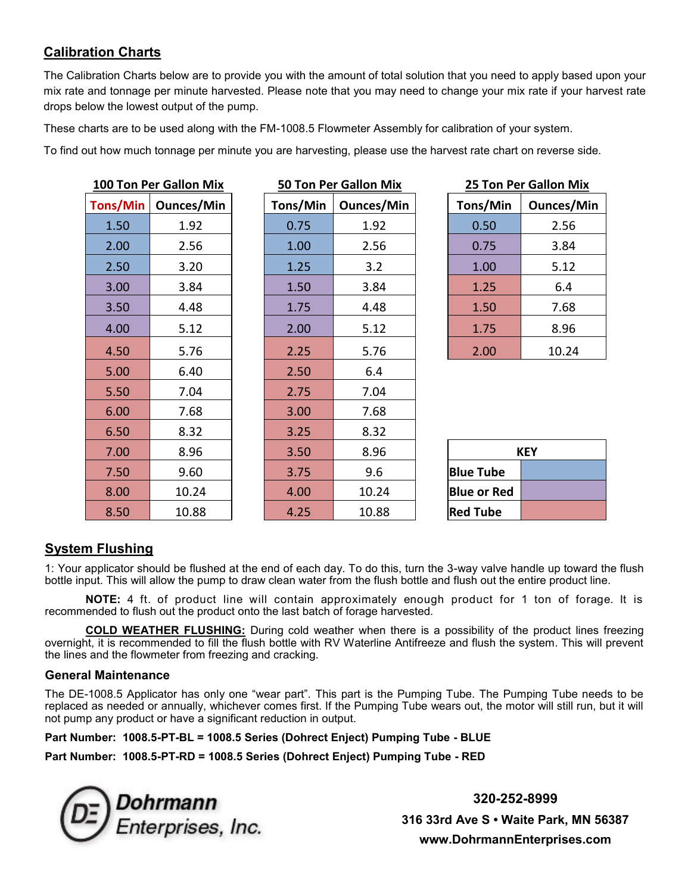## Calibration Charts

The Calibration Charts below are to provide you with the amount of total solution that you need to apply based upon your mix rate and tonnage per minute harvested. Please note that you may need to change your mix rate if your harvest rate drops below the lowest output of the pump.

These charts are to be used along with the FM-1008.5 Flowmeter Assembly for calibration of your system.

To find out how much tonnage per minute you are harvesting, please use the harvest rate chart on reverse side.

**100 Ton Per Gallon Mix**

| Tons/Min | Ounces/Min |
|---|---|
| 1.50 | 1.92 |
| 2.00 | 2.56 |
| 2.50 | 3.20 |
| 3.00 | 3.84 |
| 3.50 | 4.48 |
| 4.00 | 5.12 |
| 4.50 | 5.76 |
| 5.00 | 6.40 |
| 5.50 | 7.04 |
| 6.00 | 7.68 |
| 6.50 | 8.32 |
| 7.00 | 8.96 |
| 7.50 | 9.60 |
| 8.00 | 10.24 |
| 8.50 | 10.88 |

**50 Ton Per Gallon Mix**

| Tons/Min | Ounces/Min |
|---|---|
| 0.75 | 1.92 |
| 1.00 | 2.56 |
| 1.25 | 3.2 |
| 1.50 | 3.84 |
| 1.75 | 4.48 |
| 2.00 | 5.12 |
| 2.25 | 5.76 |
| 2.50 | 6.4 |
| 2.75 | 7.04 |
| 3.00 | 7.68 |
| 3.25 | 8.32 |
| 3.50 | 8.96 |
| 3.75 | 9.6 |
| 4.00 | 10.24 |
| 4.25 | 10.88 |

**25 Ton Per Gallon Mix**

| Tons/Min | Ounces/Min |
|---|---|
| 0.50 | 2.56 |
| 0.75 | 3.84 |
| 1.00 | 5.12 |
| 1.25 | 6.4 |
| 1.50 | 7.68 |
| 1.75 | 8.96 |
| 2.00 | 10.24 |

**KEY**

| | |
|---|---|
| Blue Tube | (blue) |
| Blue or Red | (purple) |
| Red Tube | (red) |

## System Flushing

1: Your applicator should be flushed at the end of each day. To do this, turn the 3-way valve handle up toward the flush bottle input. This will allow the pump to draw clean water from the flush bottle and flush out the entire product line.

**NOTE:** 4 ft. of product line will contain approximately enough product for 1 ton of forage. It is recommended to flush out the product onto the last batch of forage harvested.

**COLD WEATHER FLUSHING:** During cold weather when there is a possibility of the product lines freezing overnight, it is recommended to fill the flush bottle with RV Waterline Antifreeze and flush the system. This will prevent the lines and the flowmeter from freezing and cracking.

### General Maintenance

The DE-1008.5 Applicator has only one "wear part". This part is the Pumping Tube. The Pumping Tube needs to be replaced as needed or annually, whichever comes first. If the Pumping Tube wears out, the motor will still run, but it will not pump any product or have a significant reduction in output.

**Part Number: 1008.5-PT-BL = 1008.5 Series (Dohrect Enject) Pumping Tube - BLUE**

**Part Number: 1008.5-PT-RD = 1008.5 Series (Dohrect Enject) Pumping Tube - RED**

Dohrmann Enterprises, Inc.

**320-252-8999**

**316 33rd Ave S • Waite Park, MN 56387**

**www.DohrmannEnterprises.com**